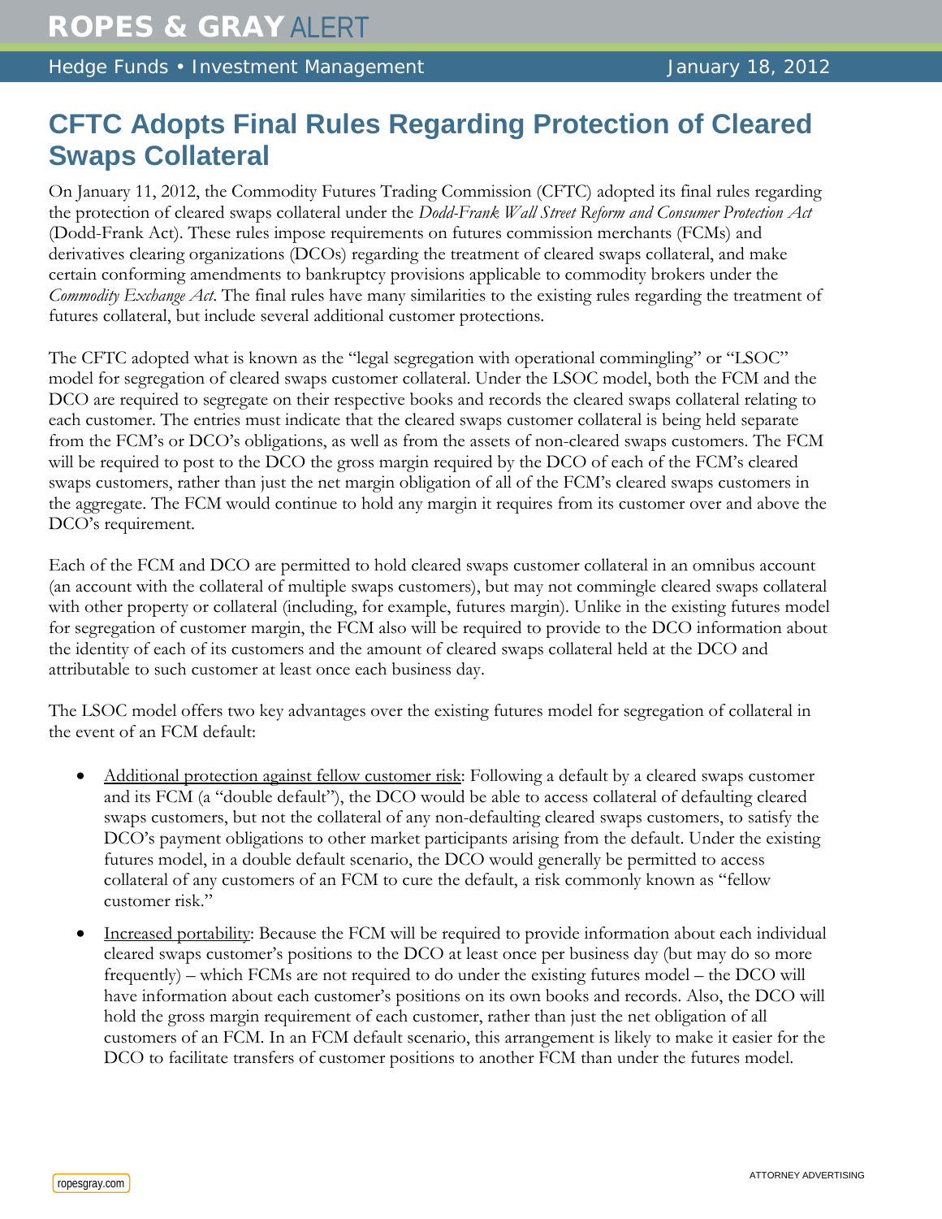# CFTC Adopts Final Rules Regarding Protection of Cleared Swaps Collateral

On January 11, 2012, the Commodity Futures Trading Commission (CFTC) adopted its final rules regarding the protection of cleared swaps collateral under the *Dodd-Frank Wall Street Reform and Consumer Protection Act* (Dodd-Frank Act). These rules impose requirements on futures commission merchants (FCMs) and derivatives clearing organizations (DCOs) regarding the treatment of cleared swaps collateral, and make certain conforming amendments to bankruptcy provisions applicable to commodity brokers under the *Commodity Exchange Act*. The final rules have many similarities to the existing rules regarding the treatment of futures collateral, but include several additional customer protections.

The CFTC adopted what is known as the "legal segregation with operational commingling" or "LSOC" model for segregation of cleared swaps customer collateral. Under the LSOC model, both the FCM and the DCO are required to segregate on their respective books and records the cleared swaps collateral relating to each customer. The entries must indicate that the cleared swaps customer collateral is being held separate from the FCM's or DCO's obligations, as well as from the assets of non-cleared swaps customers. The FCM will be required to post to the DCO the gross margin required by the DCO of each of the FCM's cleared swaps customers, rather than just the net margin obligation of all of the FCM's cleared swaps customers in the aggregate. The FCM would continue to hold any margin it requires from its customer over and above the DCO's requirement.

Each of the FCM and DCO are permitted to hold cleared swaps customer collateral in an omnibus account (an account with the collateral of multiple swaps customers), but may not commingle cleared swaps collateral with other property or collateral (including, for example, futures margin). Unlike in the existing futures model for segregation of customer margin, the FCM also will be required to provide to the DCO information about the identity of each of its customers and the amount of cleared swaps collateral held at the DCO and attributable to such customer at least once each business day.

The LSOC model offers two key advantages over the existing futures model for segregation of collateral in the event of an FCM default:

- Additional protection against fellow customer risk: Following a default by a cleared swaps customer and its FCM (a "double default"), the DCO would be able to access collateral of defaulting cleared swaps customers, but not the collateral of any non-defaulting cleared swaps customers, to satisfy the DCO's payment obligations to other market participants arising from the default. Under the existing futures model, in a double default scenario, the DCO would generally be permitted to access collateral of any customers of an FCM to cure the default, a risk commonly known as "fellow customer risk."
- Increased portability: Because the FCM will be required to provide information about each individual cleared swaps customer's positions to the DCO at least once per business day (but may do so more frequently) – which FCMs are not required to do under the existing futures model – the DCO will have information about each customer's positions on its own books and records. Also, the DCO will hold the gross margin requirement of each customer, rather than just the net obligation of all customers of an FCM. In an FCM default scenario, this arrangement is likely to make it easier for the DCO to facilitate transfers of customer positions to another FCM than under the futures model.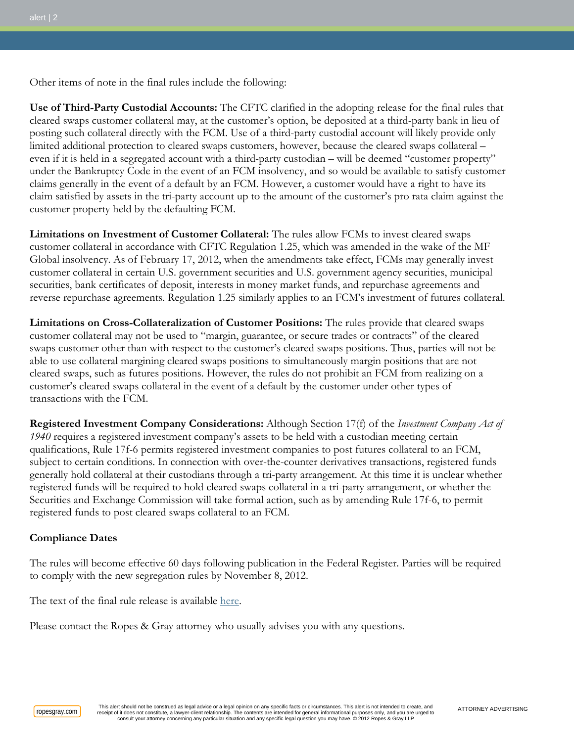Other items of note in the final rules include the following:

**Use of Third-Party Custodial Accounts:** The CFTC clarified in the adopting release for the final rules that cleared swaps customer collateral may, at the customer's option, be deposited at a third-party bank in lieu of posting such collateral directly with the FCM. Use of a third-party custodial account will likely provide only limited additional protection to cleared swaps customers, however, because the cleared swaps collateral – even if it is held in a segregated account with a third-party custodian – will be deemed "customer property" under the Bankruptcy Code in the event of an FCM insolvency, and so would be available to satisfy customer claims generally in the event of a default by an FCM. However, a customer would have a right to have its claim satisfied by assets in the tri-party account up to the amount of the customer's pro rata claim against the customer property held by the defaulting FCM.

**Limitations on Investment of Customer Collateral:** The rules allow FCMs to invest cleared swaps customer collateral in accordance with CFTC Regulation 1.25, which was amended in the wake of the MF Global insolvency. As of February 17, 2012, when the amendments take effect, FCMs may generally invest customer collateral in certain U.S. government securities and U.S. government agency securities, municipal securities, bank certificates of deposit, interests in money market funds, and repurchase agreements and reverse repurchase agreements. Regulation 1.25 similarly applies to an FCM's investment of futures collateral.

**Limitations on Cross-Collateralization of Customer Positions:** The rules provide that cleared swaps customer collateral may not be used to "margin, guarantee, or secure trades or contracts" of the cleared swaps customer other than with respect to the customer's cleared swaps positions. Thus, parties will not be able to use collateral margining cleared swaps positions to simultaneously margin positions that are not cleared swaps, such as futures positions. However, the rules do not prohibit an FCM from realizing on a customer's cleared swaps collateral in the event of a default by the customer under other types of transactions with the FCM.

**Registered Investment Company Considerations:** Although Section 17(f) of the *Investment Company Act of 1940* requires a registered investment company's assets to be held with a custodian meeting certain qualifications, Rule 17f-6 permits registered investment companies to post futures collateral to an FCM, subject to certain conditions. In connection with over-the-counter derivatives transactions, registered funds generally hold collateral at their custodians through a tri-party arrangement. At this time it is unclear whether registered funds will be required to hold cleared swaps collateral in a tri-party arrangement, or whether the Securities and Exchange Commission will take formal action, such as by amending Rule 17f-6, to permit registered funds to post cleared swaps collateral to an FCM.

**Compliance Dates**

The rules will become effective 60 days following publication in the Federal Register. Parties will be required to comply with the new segregation rules by November 8, 2012.

The text of the final rule release is available here.

Please contact the Ropes & Gray attorney who usually advises you with any questions.

This alert should not be construed as legal advice or a legal opinion on any specific facts or circumstances. This alert is not intended to create, and receipt of it does not constitute, a lawyer-client relationship. The contents are intended for general informational purposes only, and you are urged to consult your attorney concerning any particular situation and any specific legal question you may have. © 2012 Ropes & Gray LLP

ATTORNEY ADVERTISING